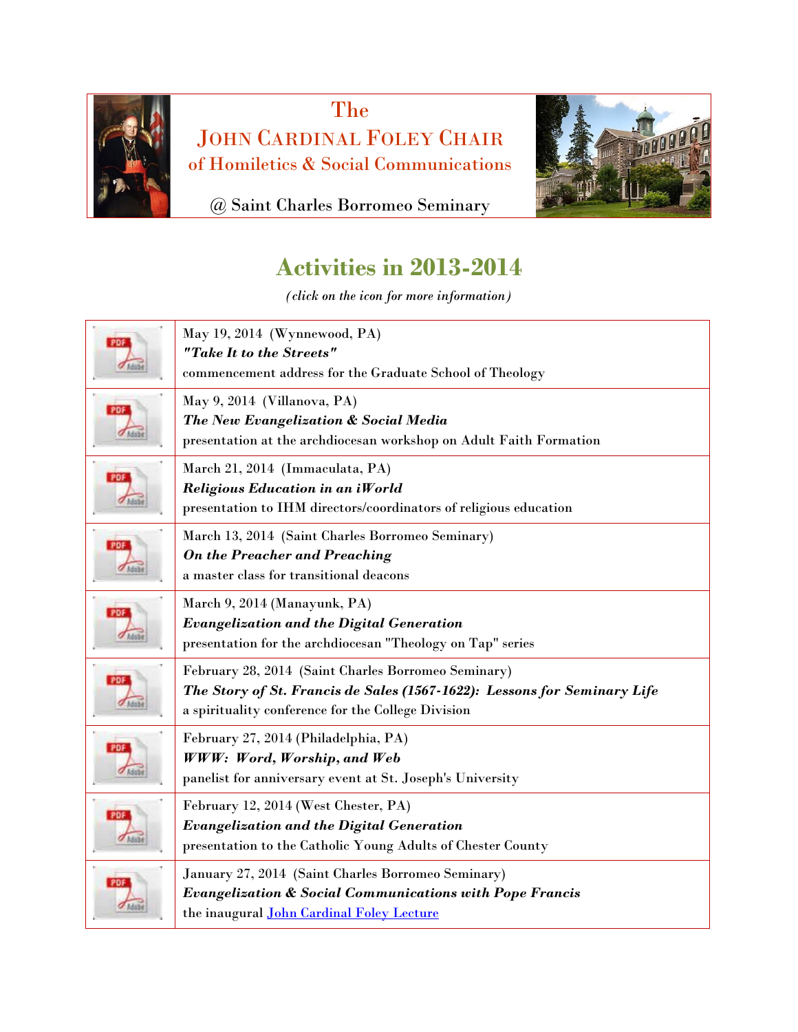# The
# JOHN CARDINAL FOLEY CHAIR
## of Homiletics & Social Communications

@ Saint Charles Borromeo Seminary

## Activities in 2013-2014

*(click on the icon for more information)*

| | |
|---|---|
| PDF | May 19, 2014 (Wynnewood, PA)<br>***"Take It to the Streets"***<br>commencement address for the Graduate School of Theology |
| PDF | May 9, 2014 (Villanova, PA)<br>***The New Evangelization & Social Media***<br>presentation at the archdiocesan workshop on Adult Faith Formation |
| PDF | March 21, 2014 (Immaculata, PA)<br>***Religious Education in an iWorld***<br>presentation to IHM directors/coordinators of religious education |
| PDF | March 13, 2014 (Saint Charles Borromeo Seminary)<br>***On the Preacher and Preaching***<br>a master class for transitional deacons |
| PDF | March 9, 2014 (Manayunk, PA)<br>***Evangelization and the Digital Generation***<br>presentation for the archdiocesan "Theology on Tap" series |
| PDF | February 28, 2014 (Saint Charles Borromeo Seminary)<br>***The Story of St. Francis de Sales (1567-1622): Lessons for Seminary Life***<br>a spirituality conference for the College Division |
| PDF | February 27, 2014 (Philadelphia, PA)<br>***WWW: Word, Worship, and Web***<br>panelist for anniversary event at St. Joseph's University |
| PDF | February 12, 2014 (West Chester, PA)<br>***Evangelization and the Digital Generation***<br>presentation to the Catholic Young Adults of Chester County |
| PDF | January 27, 2014 (Saint Charles Borromeo Seminary)<br>***Evangelization & Social Communications with Pope Francis***<br>the inaugural John Cardinal Foley Lecture |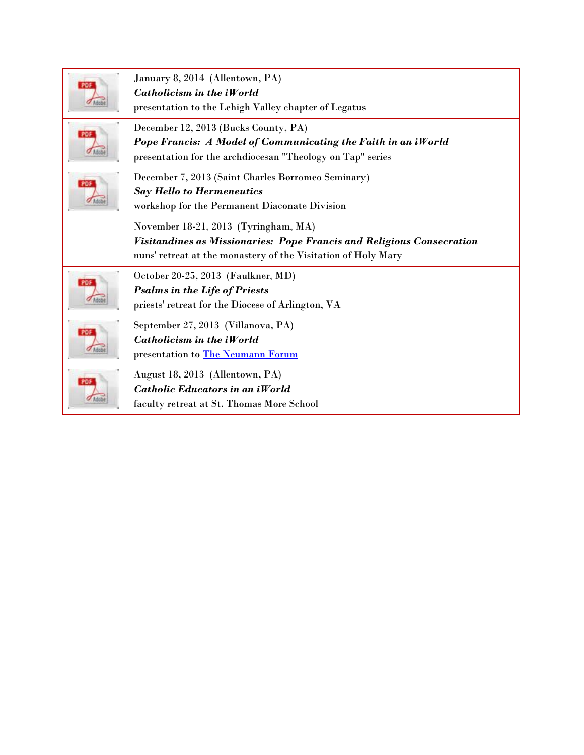| | |
|---|---|
| PDF | January 8, 2014 (Allentown, PA)<br>***Catholicism in the iWorld***<br>presentation to the Lehigh Valley chapter of Legatus |
| PDF | December 12, 2013 (Bucks County, PA)<br>***Pope Francis: A Model of Communicating the Faith in an iWorld***<br>presentation for the archdiocesan "Theology on Tap" series |
| PDF | December 7, 2013 (Saint Charles Borromeo Seminary)<br>***Say Hello to Hermeneutics***<br>workshop for the Permanent Diaconate Division |
| | November 18-21, 2013 (Tyringham, MA)<br>***Visitandines as Missionaries: Pope Francis and Religious Consecration***<br>nuns' retreat at the monastery of the Visitation of Holy Mary |
| PDF | October 20-25, 2013 (Faulkner, MD)<br>***Psalms in the Life of Priests***<br>priests' retreat for the Diocese of Arlington, VA |
| PDF | September 27, 2013 (Villanova, PA)<br>***Catholicism in the iWorld***<br>presentation to The Neumann Forum |
| PDF | August 18, 2013 (Allentown, PA)<br>***Catholic Educators in an iWorld***<br>faculty retreat at St. Thomas More School |